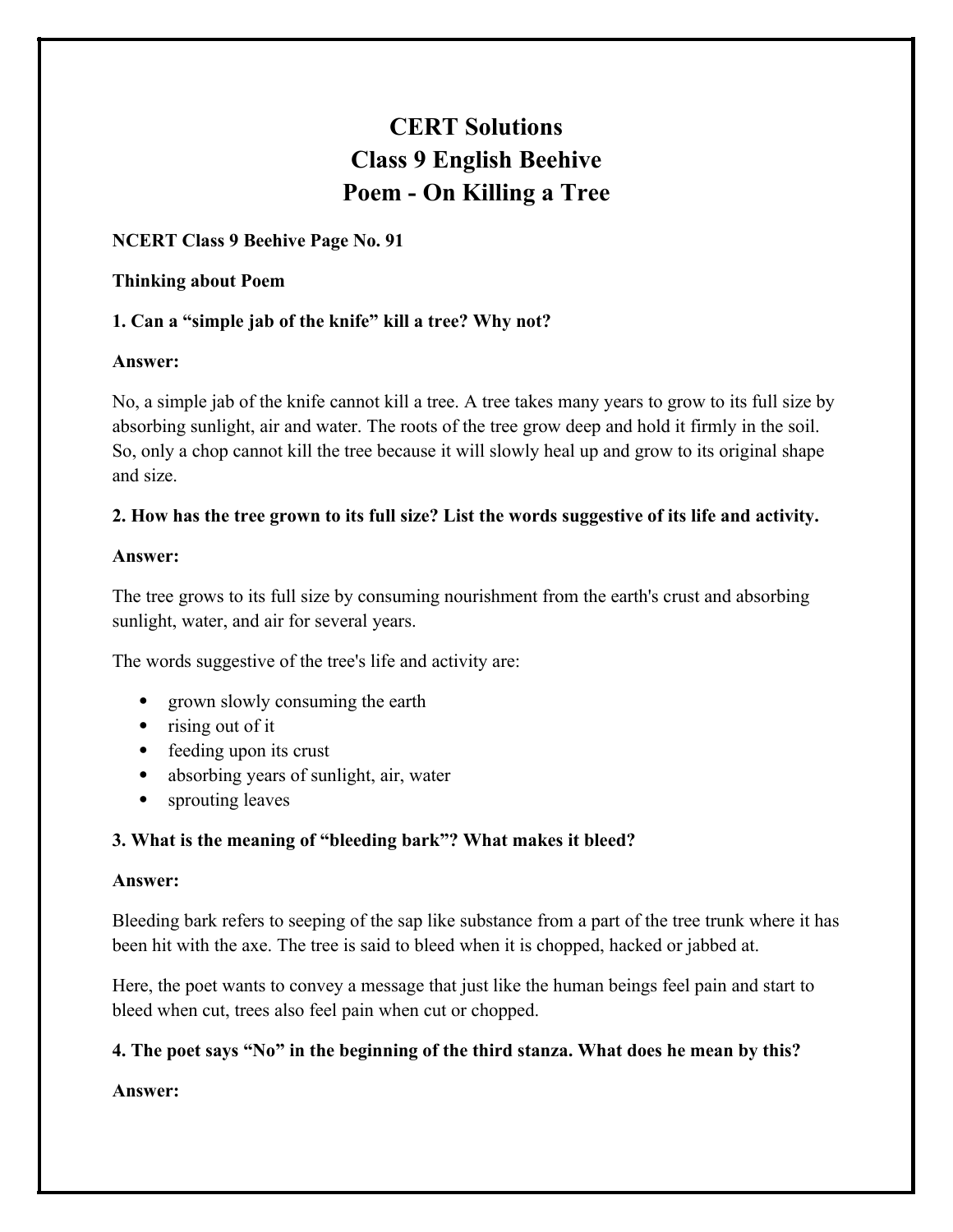# CERT Solutions
# Class 9 English Beehive
# Poem - On Killing a Tree

**NCERT Class 9 Beehive Page No. 91**

**Thinking about Poem**

**1. Can a "simple jab of the knife" kill a tree? Why not?**

**Answer:**

No, a simple jab of the knife cannot kill a tree. A tree takes many years to grow to its full size by absorbing sunlight, air and water. The roots of the tree grow deep and hold it firmly in the soil. So, only a chop cannot kill the tree because it will slowly heal up and grow to its original shape and size.

**2. How has the tree grown to its full size? List the words suggestive of its life and activity.**

**Answer:**

The tree grows to its full size by consuming nourishment from the earth's crust and absorbing sunlight, water, and air for several years.

The words suggestive of the tree's life and activity are:

- grown slowly consuming the earth
- rising out of it
- feeding upon its crust
- absorbing years of sunlight, air, water
- sprouting leaves

**3. What is the meaning of "bleeding bark"? What makes it bleed?**

**Answer:**

Bleeding bark refers to seeping of the sap like substance from a part of the tree trunk where it has been hit with the axe. The tree is said to bleed when it is chopped, hacked or jabbed at.

Here, the poet wants to convey a message that just like the human beings feel pain and start to bleed when cut, trees also feel pain when cut or chopped.

**4. The poet says "No" in the beginning of the third stanza. What does he mean by this?**

**Answer:**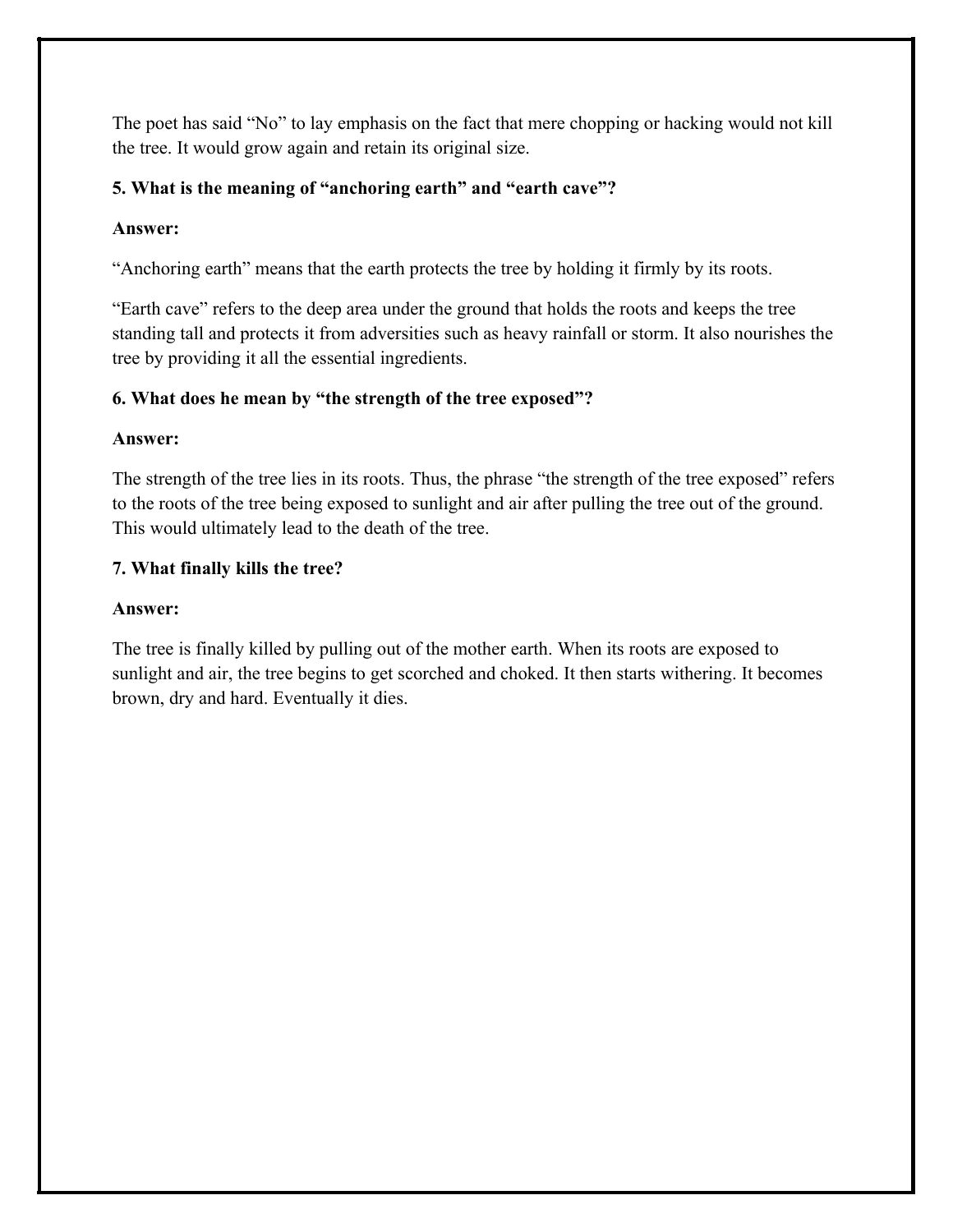The poet has said “No” to lay emphasis on the fact that mere chopping or hacking would not kill the tree. It would grow again and retain its original size.

**5. What is the meaning of “anchoring earth” and “earth cave”?**

**Answer:**

“Anchoring earth” means that the earth protects the tree by holding it firmly by its roots.

“Earth cave” refers to the deep area under the ground that holds the roots and keeps the tree standing tall and protects it from adversities such as heavy rainfall or storm. It also nourishes the tree by providing it all the essential ingredients.

**6. What does he mean by “the strength of the tree exposed”?**

**Answer:**

The strength of the tree lies in its roots. Thus, the phrase “the strength of the tree exposed” refers to the roots of the tree being exposed to sunlight and air after pulling the tree out of the ground. This would ultimately lead to the death of the tree.

**7. What finally kills the tree?**

**Answer:**

The tree is finally killed by pulling out of the mother earth. When its roots are exposed to sunlight and air, the tree begins to get scorched and choked. It then starts withering. It becomes brown, dry and hard. Eventually it dies.